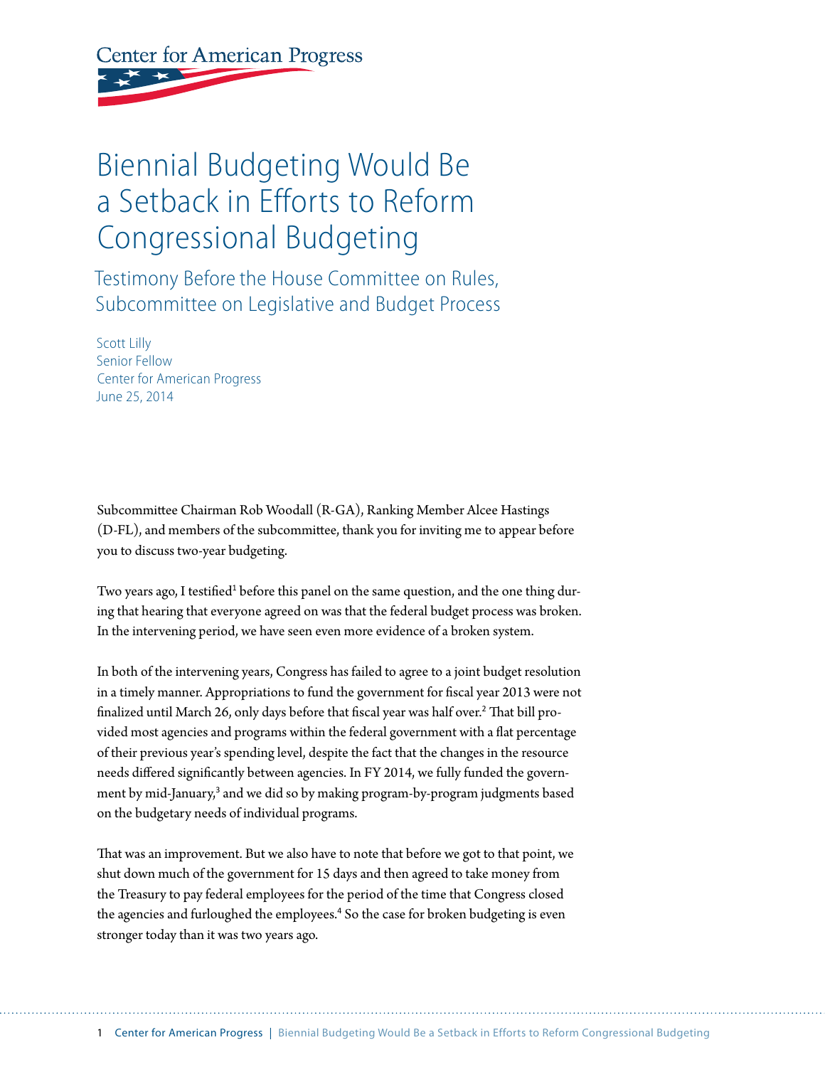Center for American Progress

# Biennial Budgeting Would Be a Setback in Efforts to Reform Congressional Budgeting

## Testimony Before the House Committee on Rules, Subcommittee on Legislative and Budget Process

Scott Lilly
Senior Fellow
Center for American Progress
June 25, 2014

Subcommittee Chairman Rob Woodall (R-GA), Ranking Member Alcee Hastings (D-FL), and members of the subcommittee, thank you for inviting me to appear before you to discuss two-year budgeting.

Two years ago, I testified[1] before this panel on the same question, and the one thing during that hearing that everyone agreed on was that the federal budget process was broken. In the intervening period, we have seen even more evidence of a broken system.

In both of the intervening years, Congress has failed to agree to a joint budget resolution in a timely manner. Appropriations to fund the government for fiscal year 2013 were not finalized until March 26, only days before that fiscal year was half over.[2] That bill provided most agencies and programs within the federal government with a flat percentage of their previous year's spending level, despite the fact that the changes in the resource needs differed significantly between agencies. In FY 2014, we fully funded the government by mid-January,[3] and we did so by making program-by-program judgments based on the budgetary needs of individual programs.

That was an improvement. But we also have to note that before we got to that point, we shut down much of the government for 15 days and then agreed to take money from the Treasury to pay federal employees for the period of the time that Congress closed the agencies and furloughed the employees.[4] So the case for broken budgeting is even stronger today than it was two years ago.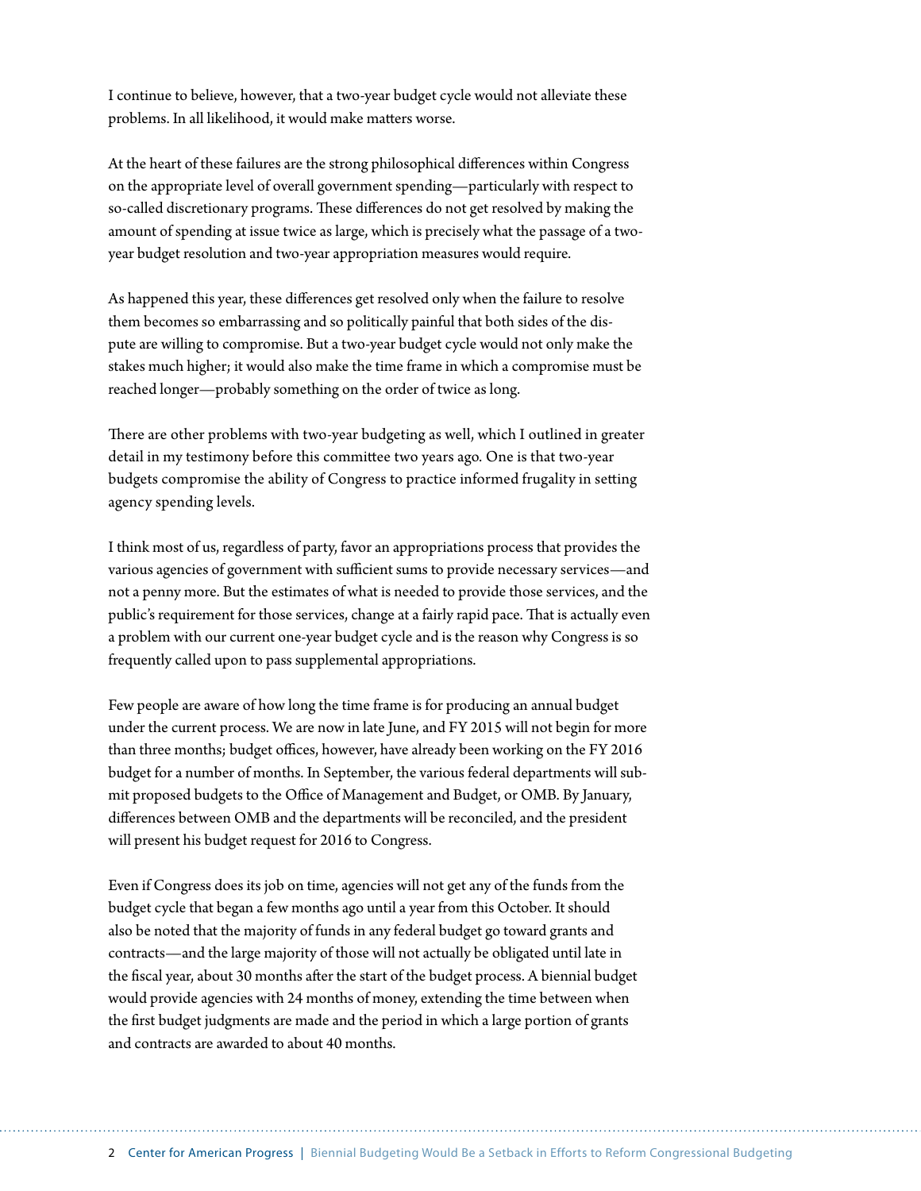I continue to believe, however, that a two-year budget cycle would not alleviate these problems. In all likelihood, it would make matters worse.

At the heart of these failures are the strong philosophical differences within Congress on the appropriate level of overall government spending—particularly with respect to so-called discretionary programs. These differences do not get resolved by making the amount of spending at issue twice as large, which is precisely what the passage of a two-year budget resolution and two-year appropriation measures would require.

As happened this year, these differences get resolved only when the failure to resolve them becomes so embarrassing and so politically painful that both sides of the dispute are willing to compromise. But a two-year budget cycle would not only make the stakes much higher; it would also make the time frame in which a compromise must be reached longer—probably something on the order of twice as long.

There are other problems with two-year budgeting as well, which I outlined in greater detail in my testimony before this committee two years ago. One is that two-year budgets compromise the ability of Congress to practice informed frugality in setting agency spending levels.

I think most of us, regardless of party, favor an appropriations process that provides the various agencies of government with sufficient sums to provide necessary services—and not a penny more. But the estimates of what is needed to provide those services, and the public's requirement for those services, change at a fairly rapid pace. That is actually even a problem with our current one-year budget cycle and is the reason why Congress is so frequently called upon to pass supplemental appropriations.

Few people are aware of how long the time frame is for producing an annual budget under the current process. We are now in late June, and FY 2015 will not begin for more than three months; budget offices, however, have already been working on the FY 2016 budget for a number of months. In September, the various federal departments will submit proposed budgets to the Office of Management and Budget, or OMB. By January, differences between OMB and the departments will be reconciled, and the president will present his budget request for 2016 to Congress.

Even if Congress does its job on time, agencies will not get any of the funds from the budget cycle that began a few months ago until a year from this October. It should also be noted that the majority of funds in any federal budget go toward grants and contracts—and the large majority of those will not actually be obligated until late in the fiscal year, about 30 months after the start of the budget process. A biennial budget would provide agencies with 24 months of money, extending the time between when the first budget judgments are made and the period in which a large portion of grants and contracts are awarded to about 40 months.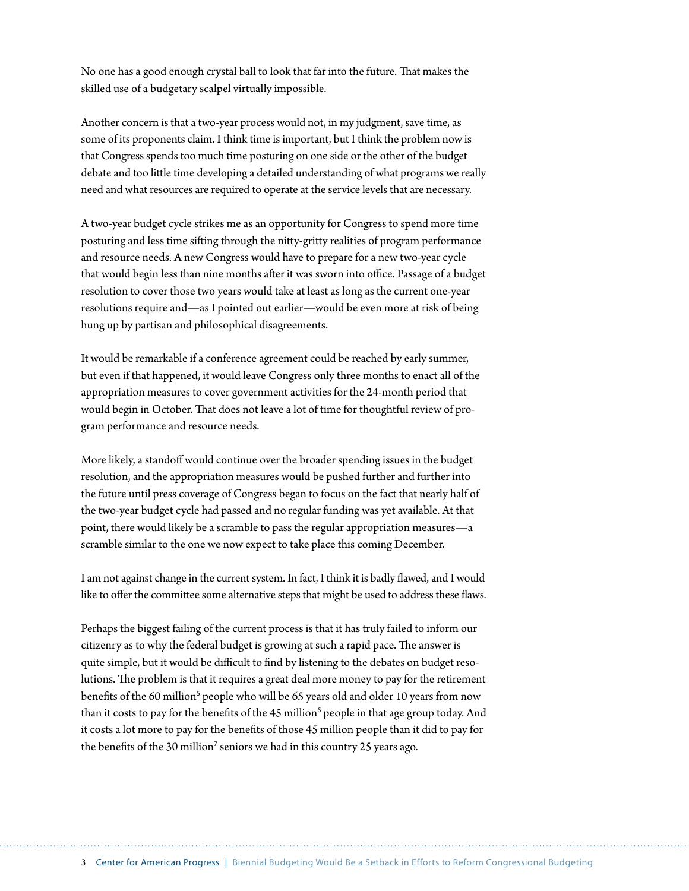No one has a good enough crystal ball to look that far into the future. That makes the skilled use of a budgetary scalpel virtually impossible.

Another concern is that a two-year process would not, in my judgment, save time, as some of its proponents claim. I think time is important, but I think the problem now is that Congress spends too much time posturing on one side or the other of the budget debate and too little time developing a detailed understanding of what programs we really need and what resources are required to operate at the service levels that are necessary.

A two-year budget cycle strikes me as an opportunity for Congress to spend more time posturing and less time sifting through the nitty-gritty realities of program performance and resource needs. A new Congress would have to prepare for a new two-year cycle that would begin less than nine months after it was sworn into office. Passage of a budget resolution to cover those two years would take at least as long as the current one-year resolutions require and—as I pointed out earlier—would be even more at risk of being hung up by partisan and philosophical disagreements.

It would be remarkable if a conference agreement could be reached by early summer, but even if that happened, it would leave Congress only three months to enact all of the appropriation measures to cover government activities for the 24-month period that would begin in October. That does not leave a lot of time for thoughtful review of program performance and resource needs.

More likely, a standoff would continue over the broader spending issues in the budget resolution, and the appropriation measures would be pushed further and further into the future until press coverage of Congress began to focus on the fact that nearly half of the two-year budget cycle had passed and no regular funding was yet available. At that point, there would likely be a scramble to pass the regular appropriation measures—a scramble similar to the one we now expect to take place this coming December.

I am not against change in the current system. In fact, I think it is badly flawed, and I would like to offer the committee some alternative steps that might be used to address these flaws.

Perhaps the biggest failing of the current process is that it has truly failed to inform our citizenry as to why the federal budget is growing at such a rapid pace. The answer is quite simple, but it would be difficult to find by listening to the debates on budget resolutions. The problem is that it requires a great deal more money to pay for the retirement benefits of the 60 million[5] people who will be 65 years old and older 10 years from now than it costs to pay for the benefits of the 45 million[6] people in that age group today. And it costs a lot more to pay for the benefits of those 45 million people than it did to pay for the benefits of the 30 million[7] seniors we had in this country 25 years ago.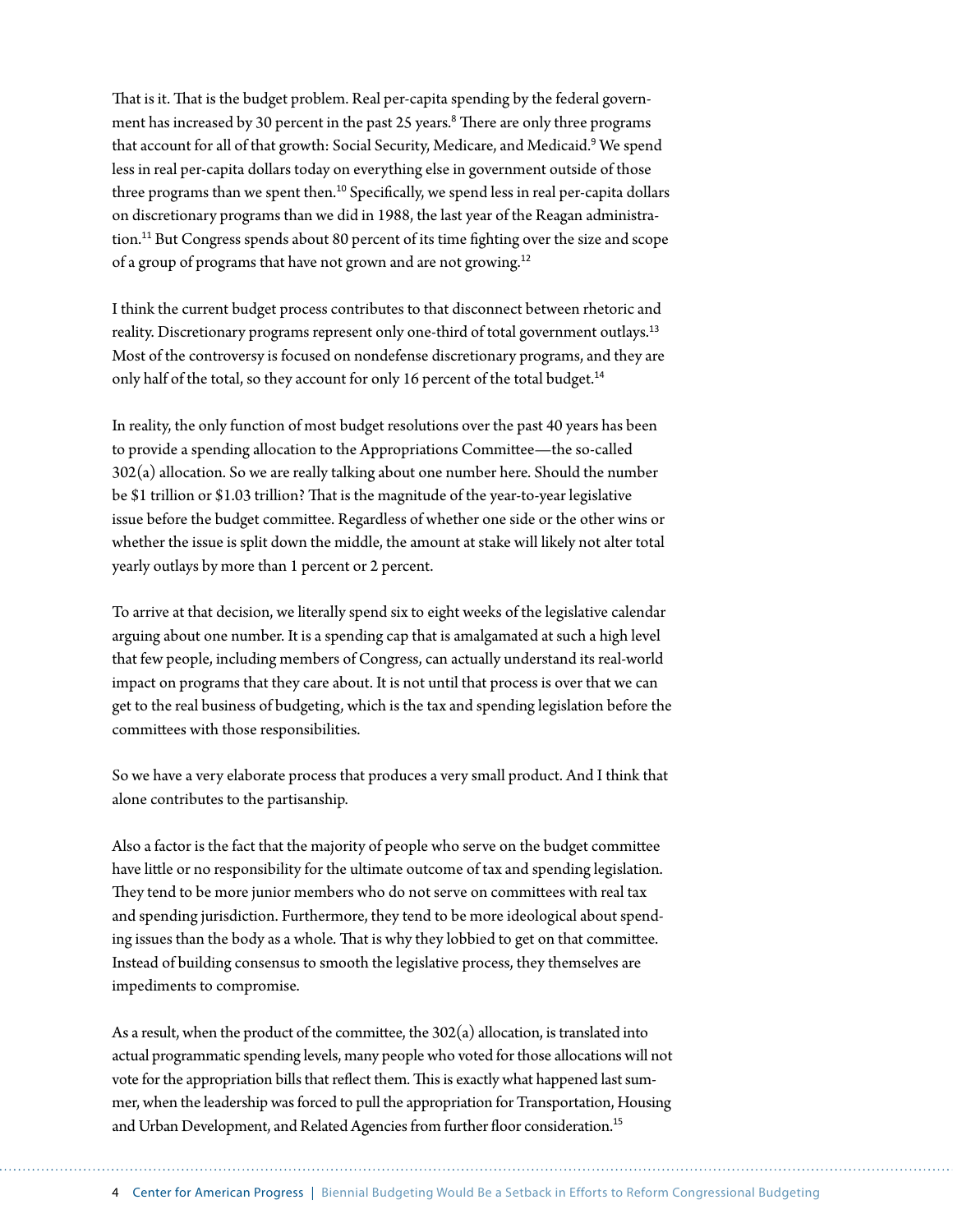That is it. That is the budget problem. Real per-capita spending by the federal government has increased by 30 percent in the past 25 years.[8] There are only three programs that account for all of that growth: Social Security, Medicare, and Medicaid.[9] We spend less in real per-capita dollars today on everything else in government outside of those three programs than we spent then.[10] Specifically, we spend less in real per-capita dollars on discretionary programs than we did in 1988, the last year of the Reagan administration.[11] But Congress spends about 80 percent of its time fighting over the size and scope of a group of programs that have not grown and are not growing.[12]

I think the current budget process contributes to that disconnect between rhetoric and reality. Discretionary programs represent only one-third of total government outlays.[13] Most of the controversy is focused on nondefense discretionary programs, and they are only half of the total, so they account for only 16 percent of the total budget.[14]

In reality, the only function of most budget resolutions over the past 40 years has been to provide a spending allocation to the Appropriations Committee—the so-called 302(a) allocation. So we are really talking about one number here. Should the number be $1 trillion or $1.03 trillion? That is the magnitude of the year-to-year legislative issue before the budget committee. Regardless of whether one side or the other wins or whether the issue is split down the middle, the amount at stake will likely not alter total yearly outlays by more than 1 percent or 2 percent.

To arrive at that decision, we literally spend six to eight weeks of the legislative calendar arguing about one number. It is a spending cap that is amalgamated at such a high level that few people, including members of Congress, can actually understand its real-world impact on programs that they care about. It is not until that process is over that we can get to the real business of budgeting, which is the tax and spending legislation before the committees with those responsibilities.

So we have a very elaborate process that produces a very small product. And I think that alone contributes to the partisanship.

Also a factor is the fact that the majority of people who serve on the budget committee have little or no responsibility for the ultimate outcome of tax and spending legislation. They tend to be more junior members who do not serve on committees with real tax and spending jurisdiction. Furthermore, they tend to be more ideological about spending issues than the body as a whole. That is why they lobbied to get on that committee. Instead of building consensus to smooth the legislative process, they themselves are impediments to compromise.

As a result, when the product of the committee, the 302(a) allocation, is translated into actual programmatic spending levels, many people who voted for those allocations will not vote for the appropriation bills that reflect them. This is exactly what happened last summer, when the leadership was forced to pull the appropriation for Transportation, Housing and Urban Development, and Related Agencies from further floor consideration.[15]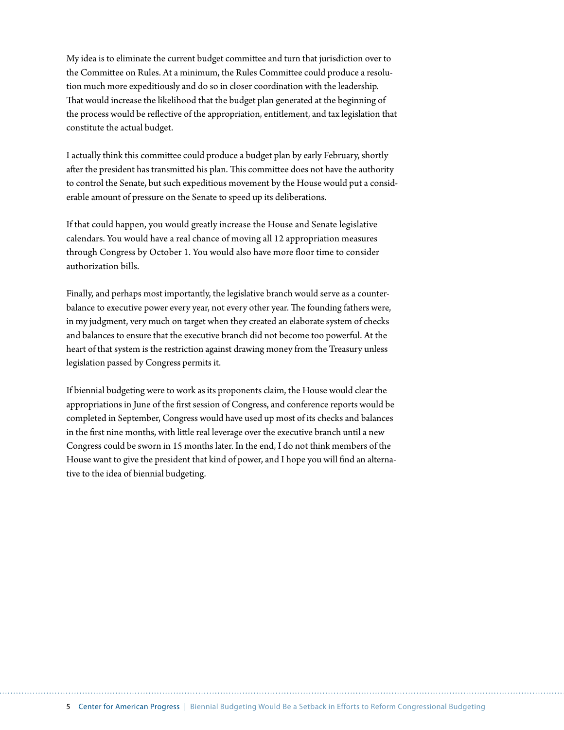My idea is to eliminate the current budget committee and turn that jurisdiction over to the Committee on Rules. At a minimum, the Rules Committee could produce a resolution much more expeditiously and do so in closer coordination with the leadership. That would increase the likelihood that the budget plan generated at the beginning of the process would be reflective of the appropriation, entitlement, and tax legislation that constitute the actual budget.

I actually think this committee could produce a budget plan by early February, shortly after the president has transmitted his plan. This committee does not have the authority to control the Senate, but such expeditious movement by the House would put a considerable amount of pressure on the Senate to speed up its deliberations.

If that could happen, you would greatly increase the House and Senate legislative calendars. You would have a real chance of moving all 12 appropriation measures through Congress by October 1. You would also have more floor time to consider authorization bills.

Finally, and perhaps most importantly, the legislative branch would serve as a counterbalance to executive power every year, not every other year. The founding fathers were, in my judgment, very much on target when they created an elaborate system of checks and balances to ensure that the executive branch did not become too powerful. At the heart of that system is the restriction against drawing money from the Treasury unless legislation passed by Congress permits it.

If biennial budgeting were to work as its proponents claim, the House would clear the appropriations in June of the first session of Congress, and conference reports would be completed in September, Congress would have used up most of its checks and balances in the first nine months, with little real leverage over the executive branch until a new Congress could be sworn in 15 months later. In the end, I do not think members of the House want to give the president that kind of power, and I hope you will find an alternative to the idea of biennial budgeting.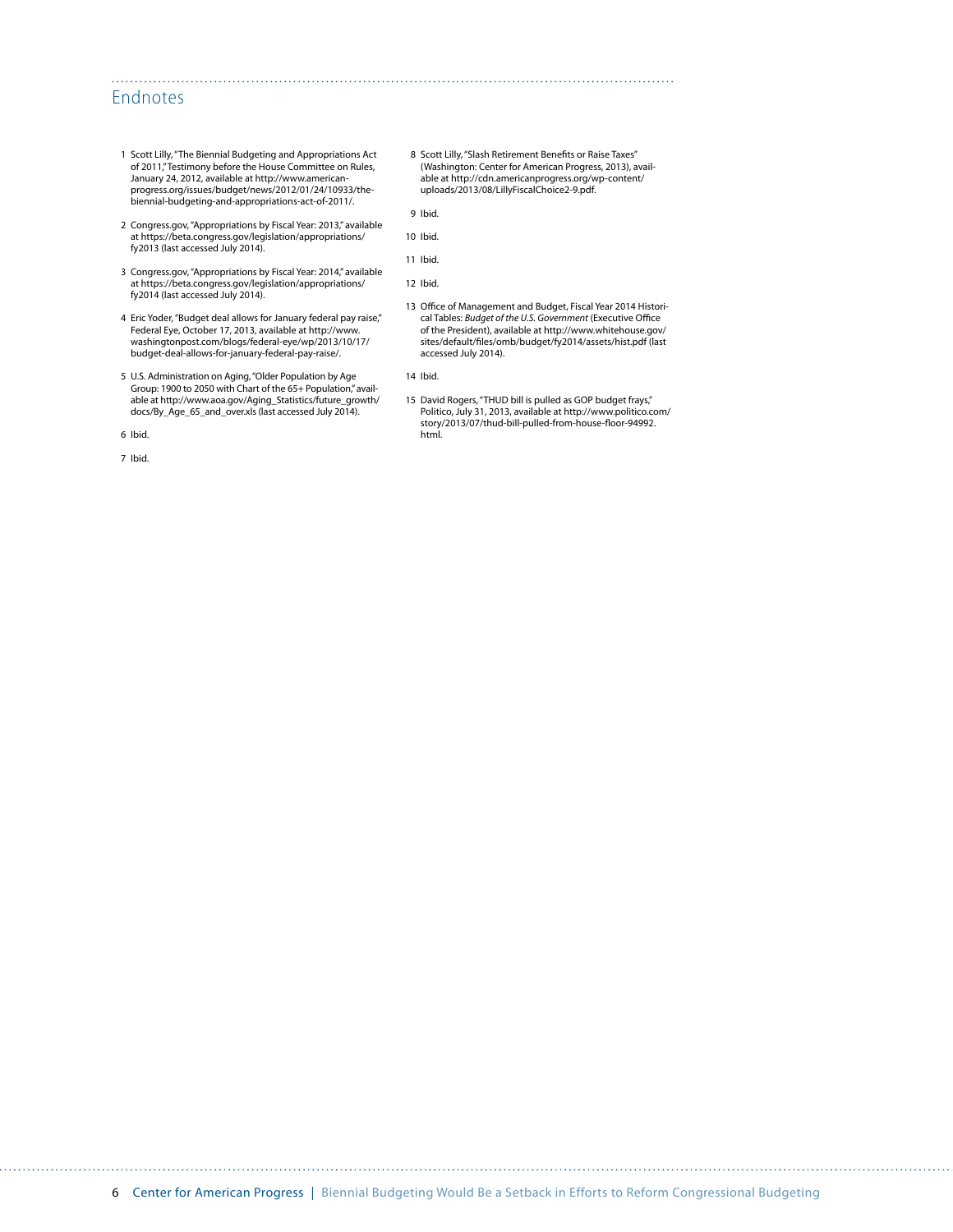## Endnotes

1 Scott Lilly, "The Biennial Budgeting and Appropriations Act of 2011," Testimony before the House Committee on Rules, January 24, 2012, available at http://www.americanprogress.org/issues/budget/news/2012/01/24/10933/the-biennial-budgeting-and-appropriations-act-of-2011/.

2 Congress.gov, "Appropriations by Fiscal Year: 2013," available at https://beta.congress.gov/legislation/appropriations/fy2013 (last accessed July 2014).

3 Congress.gov, "Appropriations by Fiscal Year: 2014," available at https://beta.congress.gov/legislation/appropriations/fy2014 (last accessed July 2014).

4 Eric Yoder, "Budget deal allows for January federal pay raise," Federal Eye, October 17, 2013, available at http://www.washingtonpost.com/blogs/federal-eye/wp/2013/10/17/budget-deal-allows-for-january-federal-pay-raise/.

5 U.S. Administration on Aging, "Older Population by Age Group: 1900 to 2050 with Chart of the 65+ Population," available at http://www.aoa.gov/Aging_Statistics/future_growth/docs/By_Age_65_and_over.xls (last accessed July 2014).

6 Ibid.

7 Ibid.

8 Scott Lilly, "Slash Retirement Benefits or Raise Taxes" (Washington: Center for American Progress, 2013), available at http://cdn.americanprogress.org/wp-content/uploads/2013/08/LillyFiscalChoice2-9.pdf.

9 Ibid.

10 Ibid.

11 Ibid.

12 Ibid.

13 Office of Management and Budget, Fiscal Year 2014 Historical Tables: *Budget of the U.S. Government* (Executive Office of the President), available at http://www.whitehouse.gov/sites/default/files/omb/budget/fy2014/assets/hist.pdf (last accessed July 2014).

14 Ibid.

15 David Rogers, "THUD bill is pulled as GOP budget frays," Politico, July 31, 2013, available at http://www.politico.com/story/2013/07/thud-bill-pulled-from-house-floor-94992.html.